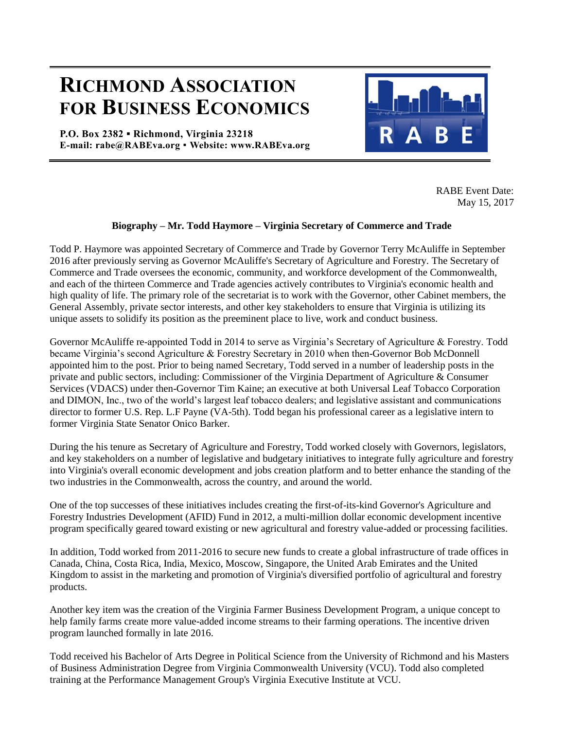# RICHMOND ASSOCIATION FOR BUSINESS ECONOMICS

**P.O. Box 2382 ▪ Richmond, Virginia 23218**
**E-mail: rabe@RABEva.org ▪ Website: www.RABEva.org**

RABE Event Date:
May 15, 2017

**Biography – Mr. Todd Haymore – Virginia Secretary of Commerce and Trade**

Todd P. Haymore was appointed Secretary of Commerce and Trade by Governor Terry McAuliffe in September 2016 after previously serving as Governor McAuliffe's Secretary of Agriculture and Forestry. The Secretary of Commerce and Trade oversees the economic, community, and workforce development of the Commonwealth, and each of the thirteen Commerce and Trade agencies actively contributes to Virginia's economic health and high quality of life. The primary role of the secretariat is to work with the Governor, other Cabinet members, the General Assembly, private sector interests, and other key stakeholders to ensure that Virginia is utilizing its unique assets to solidify its position as the preeminent place to live, work and conduct business.

Governor McAuliffe re-appointed Todd in 2014 to serve as Virginia's Secretary of Agriculture & Forestry. Todd became Virginia's second Agriculture & Forestry Secretary in 2010 when then-Governor Bob McDonnell appointed him to the post. Prior to being named Secretary, Todd served in a number of leadership posts in the private and public sectors, including: Commissioner of the Virginia Department of Agriculture & Consumer Services (VDACS) under then-Governor Tim Kaine; an executive at both Universal Leaf Tobacco Corporation and DIMON, Inc., two of the world's largest leaf tobacco dealers; and legislative assistant and communications director to former U.S. Rep. L.F Payne (VA-5th). Todd began his professional career as a legislative intern to former Virginia State Senator Onico Barker.

During the his tenure as Secretary of Agriculture and Forestry, Todd worked closely with Governors, legislators, and key stakeholders on a number of legislative and budgetary initiatives to integrate fully agriculture and forestry into Virginia's overall economic development and jobs creation platform and to better enhance the standing of the two industries in the Commonwealth, across the country, and around the world.

One of the top successes of these initiatives includes creating the first-of-its-kind Governor's Agriculture and Forestry Industries Development (AFID) Fund in 2012, a multi-million dollar economic development incentive program specifically geared toward existing or new agricultural and forestry value-added or processing facilities.

In addition, Todd worked from 2011-2016 to secure new funds to create a global infrastructure of trade offices in Canada, China, Costa Rica, India, Mexico, Moscow, Singapore, the United Arab Emirates and the United Kingdom to assist in the marketing and promotion of Virginia's diversified portfolio of agricultural and forestry products.

Another key item was the creation of the Virginia Farmer Business Development Program, a unique concept to help family farms create more value-added income streams to their farming operations. The incentive driven program launched formally in late 2016.

Todd received his Bachelor of Arts Degree in Political Science from the University of Richmond and his Masters of Business Administration Degree from Virginia Commonwealth University (VCU). Todd also completed training at the Performance Management Group's Virginia Executive Institute at VCU.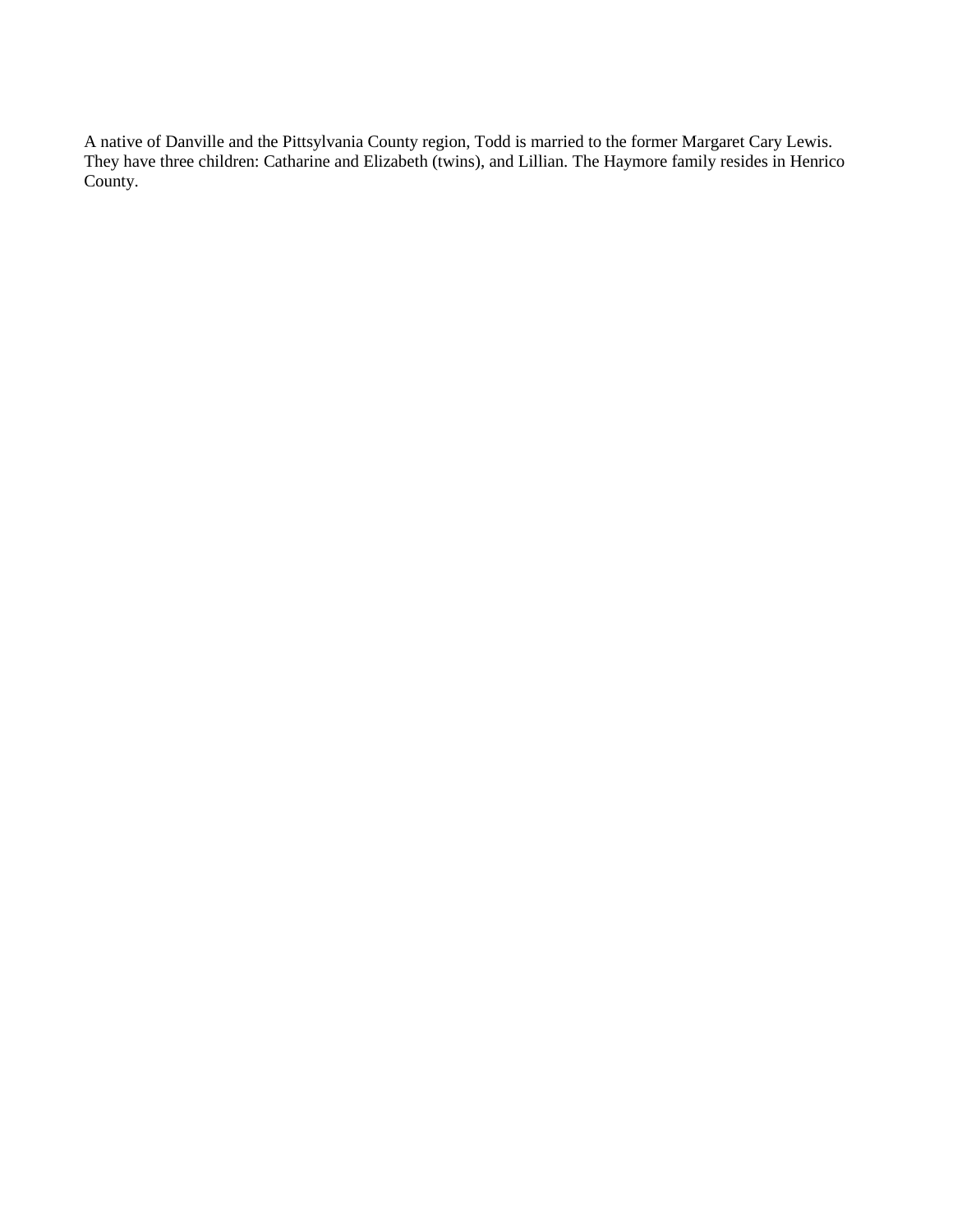A native of Danville and the Pittsylvania County region, Todd is married to the former Margaret Cary Lewis. They have three children: Catharine and Elizabeth (twins), and Lillian. The Haymore family resides in Henrico County.